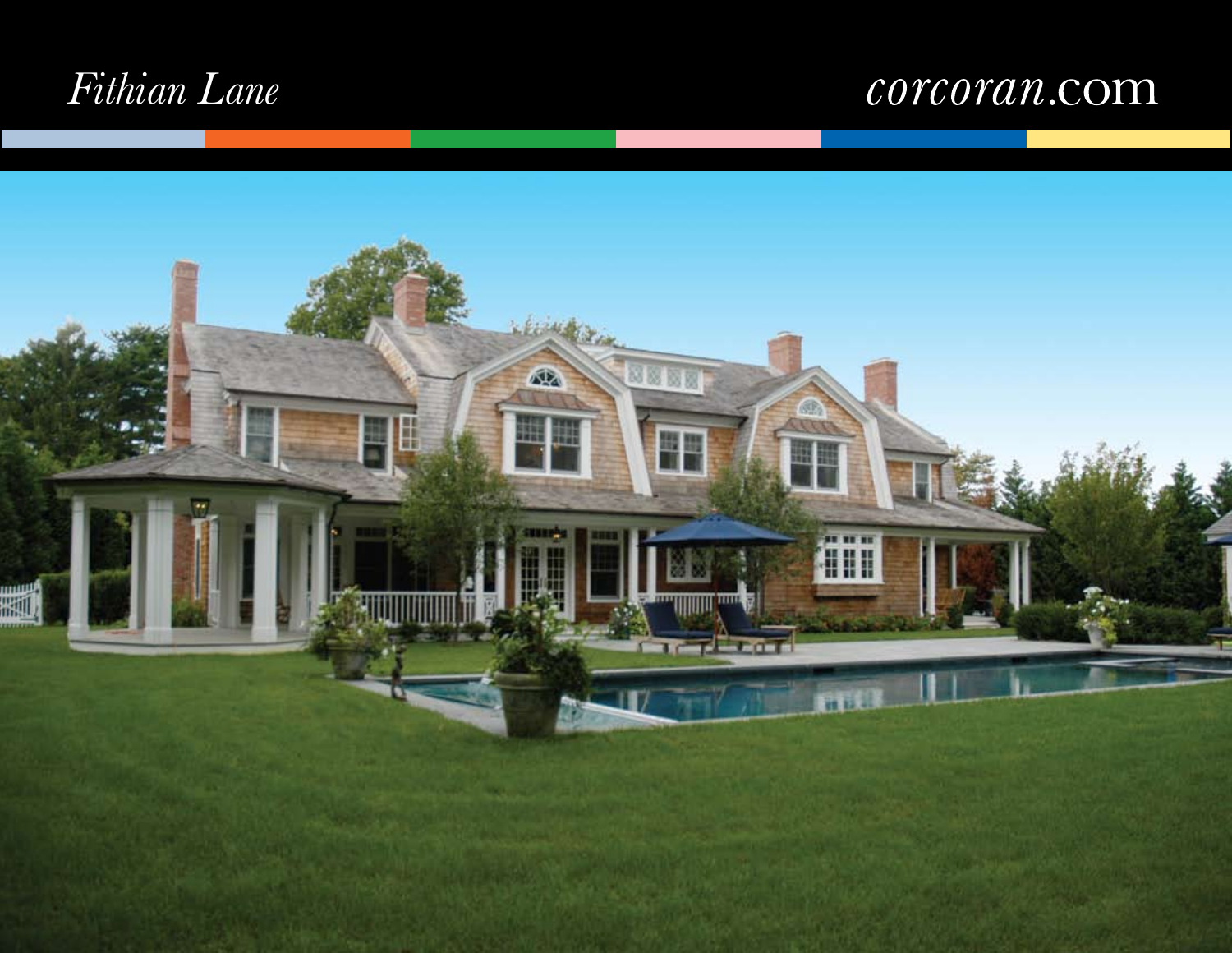*Fithian Lane*

*corcoran*.com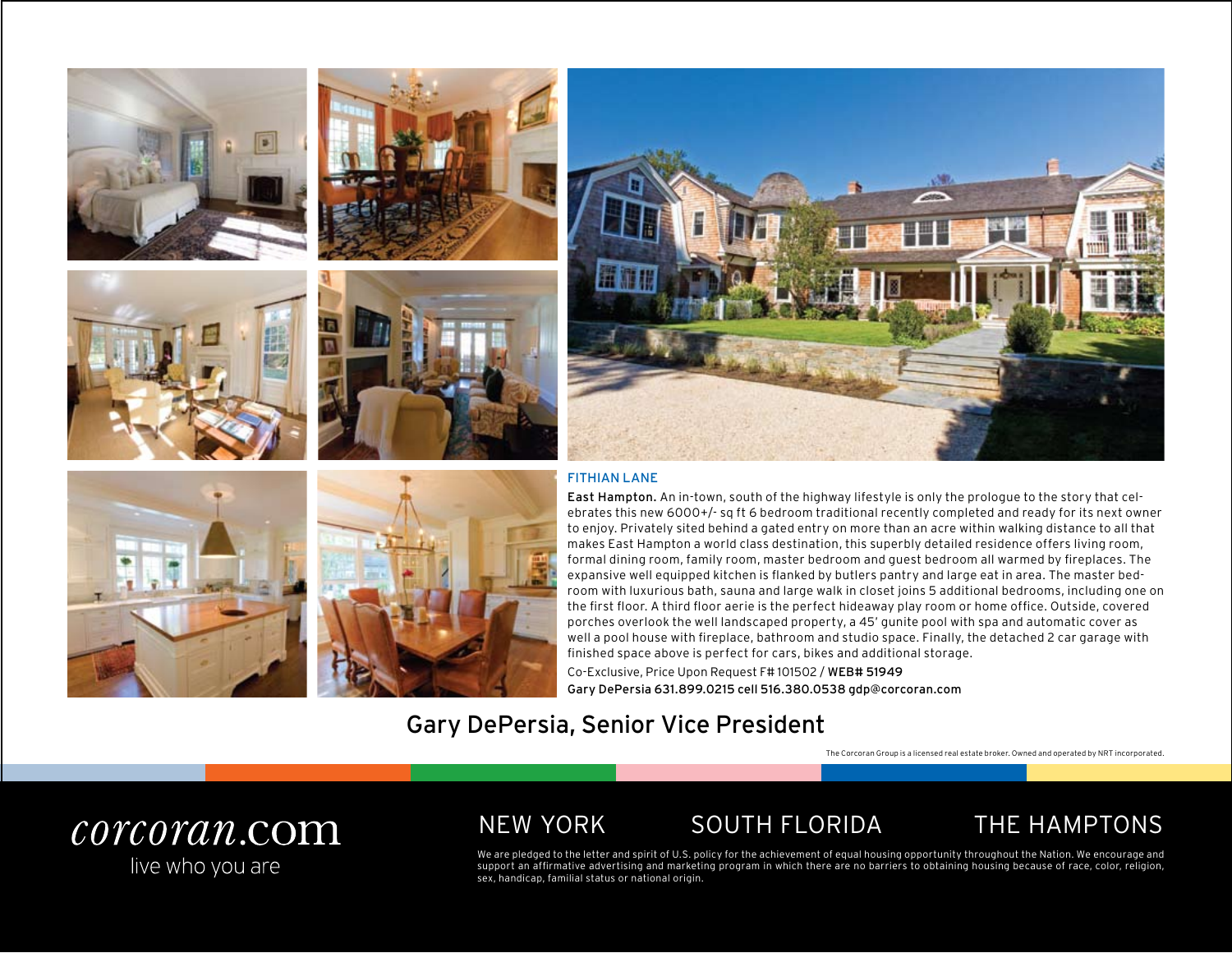## FITHIAN LANE

**East Hampton.** An in-town, south of the highway lifestyle is only the prologue to the story that celebrates this new 6000+/- sq ft 6 bedroom traditional recently completed and ready for its next owner to enjoy. Privately sited behind a gated entry on more than an acre within walking distance to all that makes East Hampton a world class destination, this superbly detailed residence offers living room, formal dining room, family room, master bedroom and guest bedroom all warmed by fireplaces. The expansive well equipped kitchen is flanked by butlers pantry and large eat in area. The master bedroom with luxurious bath, sauna and large walk in closet joins 5 additional bedrooms, including one on the first floor. A third floor aerie is the perfect hideaway play room or home office. Outside, covered porches overlook the well landscaped property, a 45' gunite pool with spa and automatic cover as well a pool house with fireplace, bathroom and studio space. Finally, the detached 2 car garage with finished space above is perfect for cars, bikes and additional storage.

Co-Exclusive, Price Upon Request F# 101502 / **WEB# 51949**

**Gary DePersia 631.899.0215 cell 516.380.0538 gdp@corcoran.com**

## Gary DePersia, Senior Vice President

The Corcoran Group is a licensed real estate broker. Owned and operated by NRT incorporated.

*corcoran*.com

live who you are

NEW YORK SOUTH FLORIDA THE HAMPTONS

We are pledged to the letter and spirit of U.S. policy for the achievement of equal housing opportunity throughout the Nation. We encourage and support an affirmative advertising and marketing program in which there are no barriers to obtaining housing because of race, color, religion, sex, handicap, familial status or national origin.